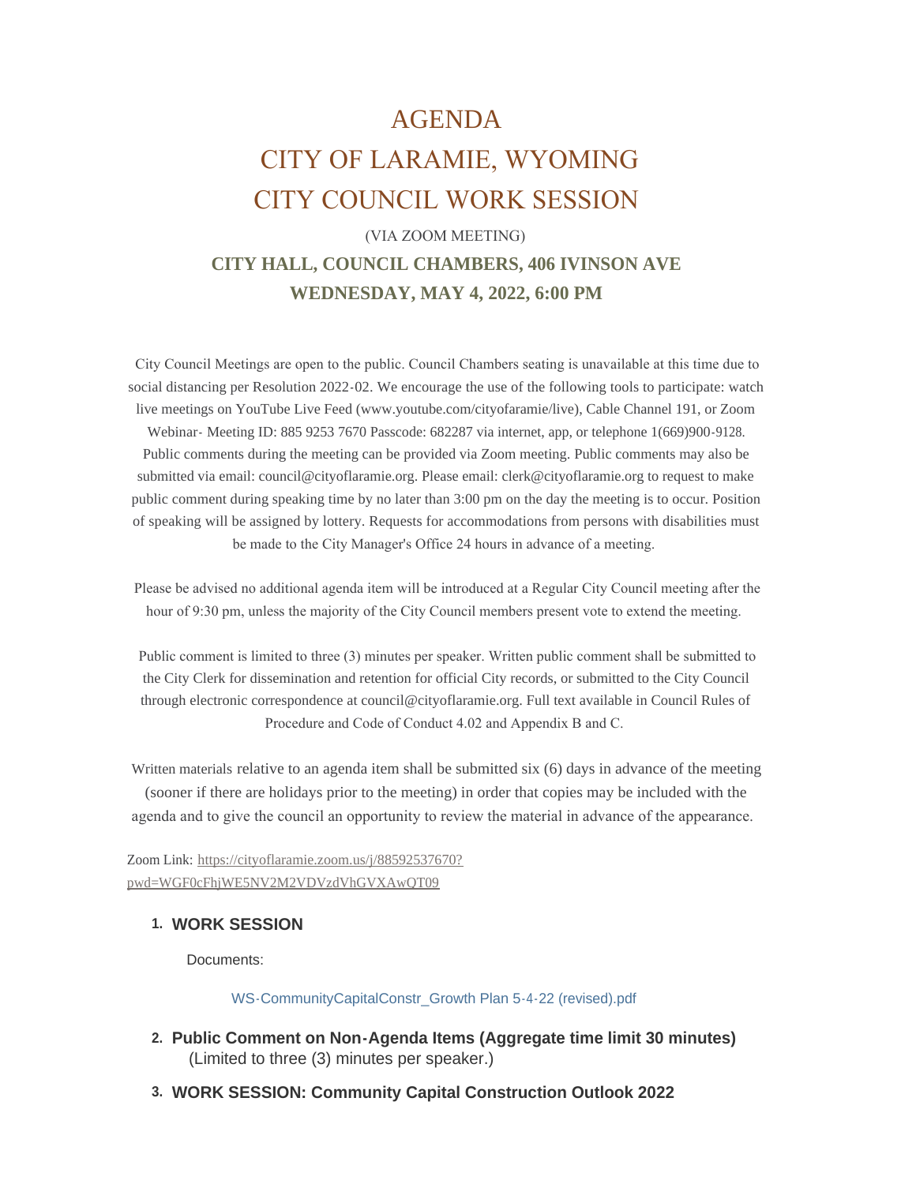# AGENDA

# CITY OF LARAMIE, WYOMING

# CITY COUNCIL WORK SESSION

(VIA ZOOM MEETING)

## CITY HALL, COUNCIL CHAMBERS, 406 IVINSON AVE

## WEDNESDAY, MAY 4, 2022, 6:00 PM

City Council Meetings are open to the public. Council Chambers seating is unavailable at this time due to social distancing per Resolution 2022-02. We encourage the use of the following tools to participate: watch live meetings on YouTube Live Feed (www.youtube.com/cityofaramie/live), Cable Channel 191, or Zoom Webinar- Meeting ID: 885 9253 7670 Passcode: 682287 via internet, app, or telephone 1(669)900-9128. Public comments during the meeting can be provided via Zoom meeting. Public comments may also be submitted via email: council@cityoflaramie.org. Please email: clerk@cityoflaramie.org to request to make public comment during speaking time by no later than 3:00 pm on the day the meeting is to occur. Position of speaking will be assigned by lottery. Requests for accommodations from persons with disabilities must be made to the City Manager's Office 24 hours in advance of a meeting.

Please be advised no additional agenda item will be introduced at a Regular City Council meeting after the hour of 9:30 pm, unless the majority of the City Council members present vote to extend the meeting.

Public comment is limited to three (3) minutes per speaker. Written public comment shall be submitted to the City Clerk for dissemination and retention for official City records, or submitted to the City Council through electronic correspondence at council@cityoflaramie.org. Full text available in Council Rules of Procedure and Code of Conduct 4.02 and Appendix B and C.

Written materials relative to an agenda item shall be submitted six (6) days in advance of the meeting (sooner if there are holidays prior to the meeting) in order that copies may be included with the agenda and to give the council an opportunity to review the material in advance of the appearance.

Zoom Link: https://cityoflaramie.zoom.us/j/88592537670?pwd=WGF0cFhjWE5NV2M2VDVzdVhGVXAwQT09

1. **WORK SESSION**

   Documents:

   WS-CommunityCapitalConstr_Growth Plan 5-4-22 (revised).pdf

2. **Public Comment on Non-Agenda Items (Aggregate time limit 30 minutes)** (Limited to three (3) minutes per speaker.)

3. **WORK SESSION: Community Capital Construction Outlook 2022**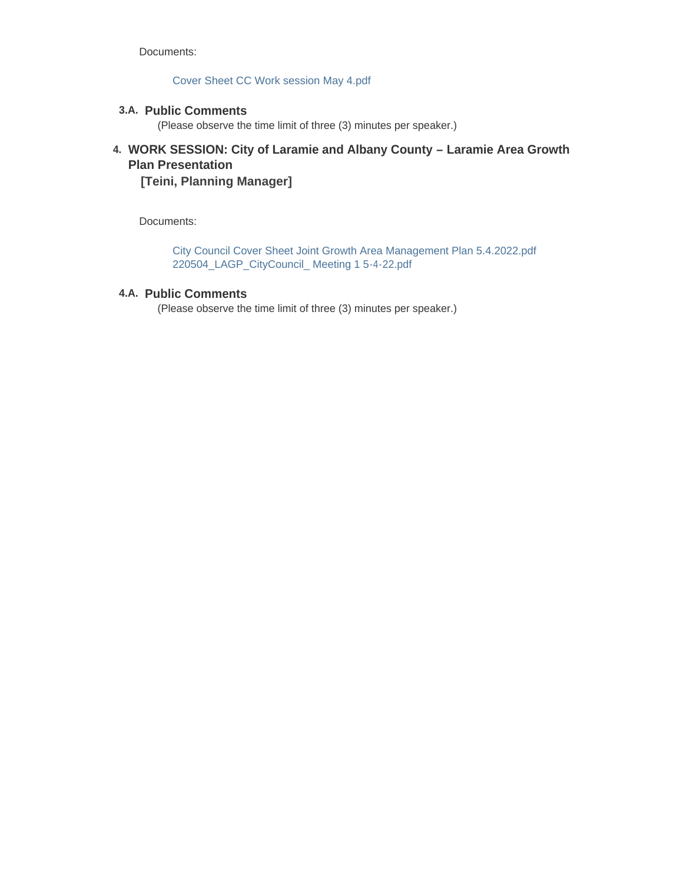Documents:

Cover Sheet CC Work session May 4.pdf

### 3.A. Public Comments

(Please observe the time limit of three (3) minutes per speaker.)

## 4. WORK SESSION: City of Laramie and Albany County – Laramie Area Growth Plan Presentation

**[Teini, Planning Manager]**

Documents:

City Council Cover Sheet Joint Growth Area Management Plan 5.4.2022.pdf
220504_LAGP_CityCouncil_ Meeting 1 5-4-22.pdf

### 4.A. Public Comments

(Please observe the time limit of three (3) minutes per speaker.)